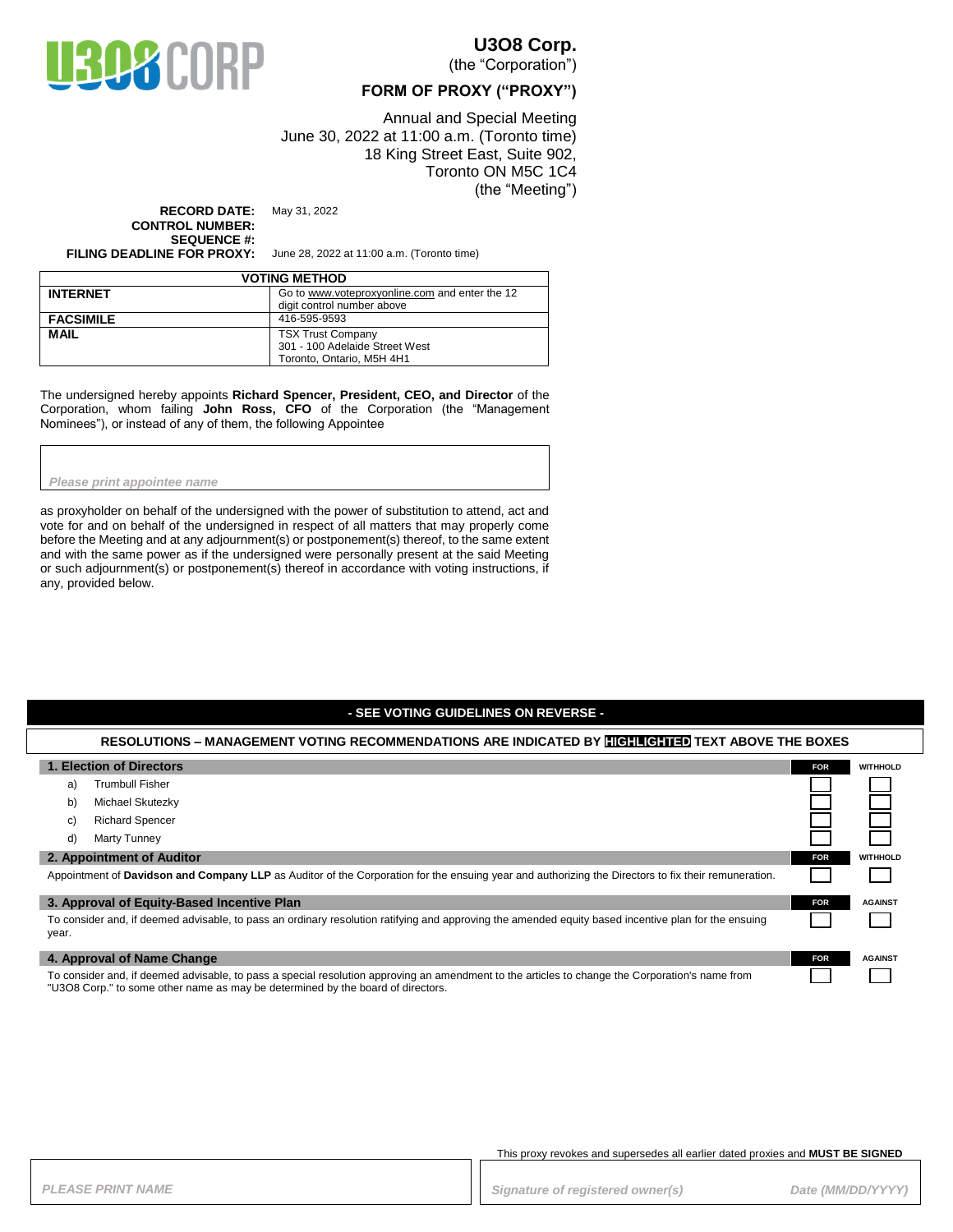U3O8 CORP

# U3O8 Corp.

(the "Corporation")

## FORM OF PROXY ("PROXY")

Annual and Special Meeting
June 30, 2022 at 11:00 a.m. (Toronto time)
18 King Street East, Suite 902,
Toronto ON M5C 1C4
(the "Meeting")

**RECORD DATE:** May 31, 2022
**CONTROL NUMBER:**
**SEQUENCE #:**
**FILING DEADLINE FOR PROXY:** June 28, 2022 at 11:00 a.m. (Toronto time)

| VOTING METHOD | |
|---|---|
| **INTERNET** | Go to www.voteproxyonline.com and enter the 12 digit control number above |
| **FACSIMILE** | 416-595-9593 |
| **MAIL** | TSX Trust Company<br>301 - 100 Adelaide Street West<br>Toronto, Ontario, M5H 4H1 |

The undersigned hereby appoints **Richard Spencer, President, CEO, and Director** of the Corporation, whom failing **John Ross, CFO** of the Corporation (the "Management Nominees"), or instead of any of them, the following Appointee

*Please print appointee name*

as proxyholder on behalf of the undersigned with the power of substitution to attend, act and vote for and on behalf of the undersigned in respect of all matters that may properly come before the Meeting and at any adjournment(s) or postponement(s) thereof, to the same extent and with the same power as if the undersigned were personally present at the said Meeting or such adjournment(s) or postponement(s) thereof in accordance with voting instructions, if any, provided below.

**- SEE VOTING GUIDELINES ON REVERSE -**

**RESOLUTIONS – MANAGEMENT VOTING RECOMMENDATIONS ARE INDICATED BY HIGHLIGHTED TEXT ABOVE THE BOXES**

| **1. Election of Directors** | **FOR** | **WITHHOLD** |
|---|---|---|
| a) Trumbull Fisher | ☐ | ☐ |
| b) Michael Skutezky | ☐ | ☐ |
| c) Richard Spencer | ☐ | ☐ |
| d) Marty Tunney | ☐ | ☐ |

| **2. Appointment of Auditor** | **FOR** | **WITHHOLD** |
|---|---|---|
| Appointment of **Davidson and Company LLP** as Auditor of the Corporation for the ensuing year and authorizing the Directors to fix their remuneration. | ☐ | ☐ |

| **3. Approval of Equity-Based Incentive Plan** | **FOR** | **AGAINST** |
|---|---|---|
| To consider and, if deemed advisable, to pass an ordinary resolution ratifying and approving the amended equity based incentive plan for the ensuing year. | ☐ | ☐ |

| **4. Approval of Name Change** | **FOR** | **AGAINST** |
|---|---|---|
| To consider and, if deemed advisable, to pass a special resolution approving an amendment to the articles to change the Corporation's name from "U3O8 Corp." to some other name as may be determined by the board of directors. | ☐ | ☐ |

This proxy revokes and supersedes all earlier dated proxies and **MUST BE SIGNED**

*PLEASE PRINT NAME*

*Signature of registered owner(s)* *Date (MM/DD/YYYY)*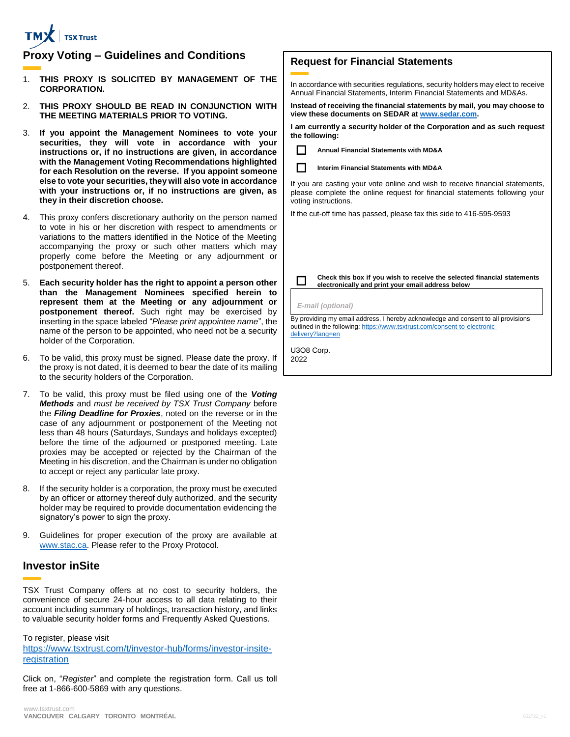TMX | TSX Trust

## Proxy Voting – Guidelines and Conditions

1. **THIS PROXY IS SOLICITED BY MANAGEMENT OF THE CORPORATION.**
2. **THIS PROXY SHOULD BE READ IN CONJUNCTION WITH THE MEETING MATERIALS PRIOR TO VOTING.**
3. **If you appoint the Management Nominees to vote your securities, they will vote in accordance with your instructions or, if no instructions are given, in accordance with the Management Voting Recommendations highlighted for each Resolution on the reverse. If you appoint someone else to vote your securities, they will also vote in accordance with your instructions or, if no instructions are given, as they in their discretion choose.**
4. This proxy confers discretionary authority on the person named to vote in his or her discretion with respect to amendments or variations to the matters identified in the Notice of the Meeting accompanying the proxy or such other matters which may properly come before the Meeting or any adjournment or postponement thereof.
5. **Each security holder has the right to appoint a person other than the Management Nominees specified herein to represent them at the Meeting or any adjournment or postponement thereof.** Such right may be exercised by inserting in the space labeled "*Please print appointee name*", the name of the person to be appointed, who need not be a security holder of the Corporation.
6. To be valid, this proxy must be signed. Please date the proxy. If the proxy is not dated, it is deemed to bear the date of its mailing to the security holders of the Corporation.
7. To be valid, this proxy must be filed using one of the ***Voting Methods*** and *must be received by TSX Trust Company* before the ***Filing Deadline for Proxies***, noted on the reverse or in the case of any adjournment or postponement of the Meeting not less than 48 hours (Saturdays, Sundays and holidays excepted) before the time of the adjourned or postponed meeting. Late proxies may be accepted or rejected by the Chairman of the Meeting in his discretion, and the Chairman is under no obligation to accept or reject any particular late proxy.
8. If the security holder is a corporation, the proxy must be executed by an officer or attorney thereof duly authorized, and the security holder may be required to provide documentation evidencing the signatory's power to sign the proxy.
9. Guidelines for proper execution of the proxy are available at www.stac.ca. Please refer to the Proxy Protocol.

## Investor inSite

TSX Trust Company offers at no cost to security holders, the convenience of secure 24-hour access to all data relating to their account including summary of holdings, transaction history, and links to valuable security holder forms and Frequently Asked Questions.

To register, please visit https://www.tsxtrust.com/t/investor-hub/forms/investor-insite-registration

Click on, "*Register*" and complete the registration form. Call us toll free at 1-866-600-5869 with any questions.

## Request for Financial Statements

In accordance with securities regulations, security holders may elect to receive Annual Financial Statements, Interim Financial Statements and MD&As.

**Instead of receiving the financial statements by mail, you may choose to view these documents on SEDAR at www.sedar.com.**

**I am currently a security holder of the Corporation and as such request the following:**

☐ **Annual Financial Statements with MD&A**

☐ **Interim Financial Statements with MD&A**

If you are casting your vote online and wish to receive financial statements, please complete the online request for financial statements following your voting instructions.

If the cut-off time has passed, please fax this side to 416-595-9593

☐ **Check this box if you wish to receive the selected financial statements electronically and print your email address below**

*E-mail (optional)*

By providing my email address, I hereby acknowledge and consent to all provisions outlined in the following: https://www.tsxtrust.com/consent-to-electronic-delivery?lang=en

U3O8 Corp.
2022

www.tsxtrust.com
VANCOUVER CALGARY TORONTO MONTRÉAL